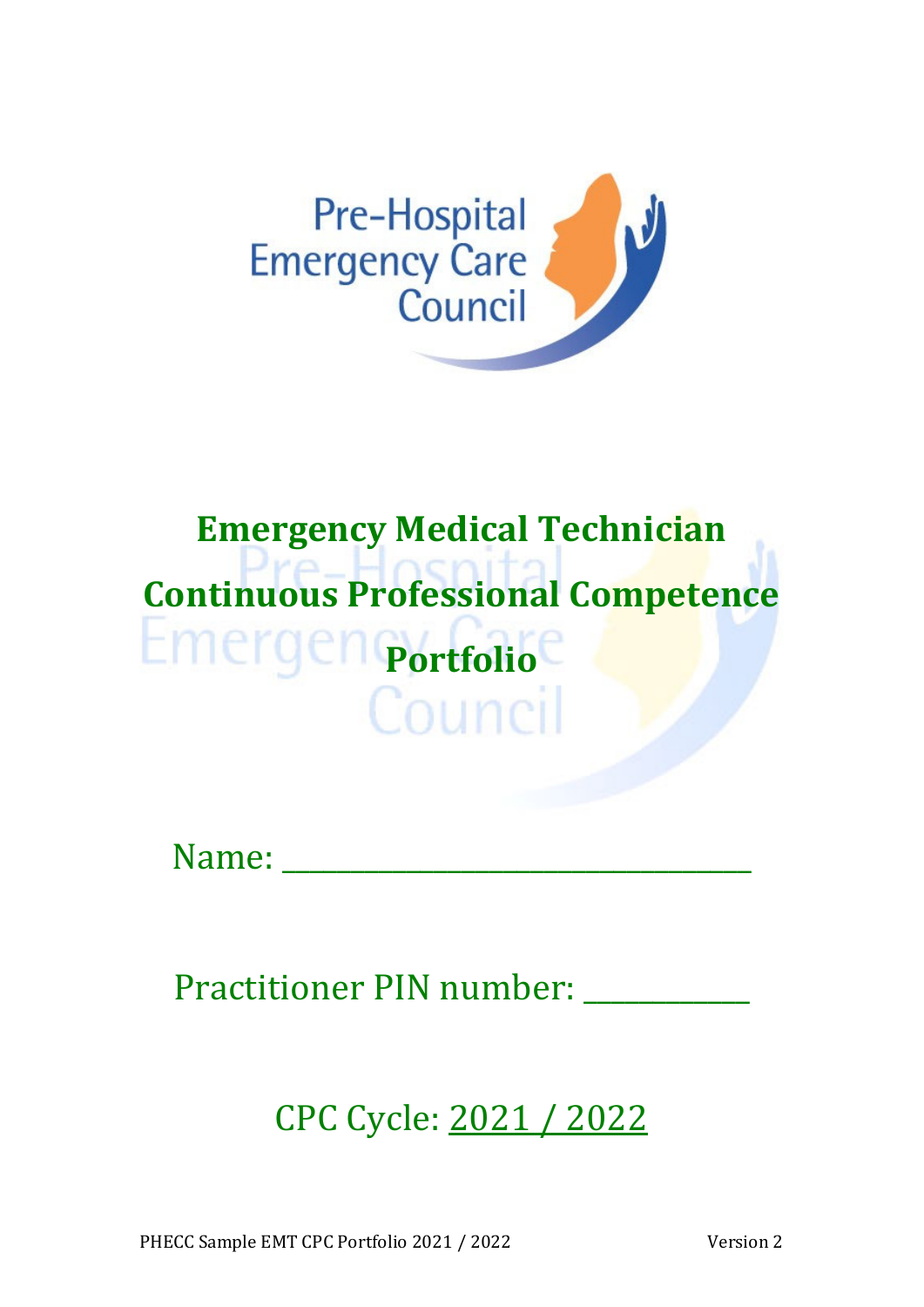# Emergency Medical Technician Continuous Professional Competence Portfolio

Name: ______________________________

Practitioner PIN number: __________

CPC Cycle: 2021 / 2022

PHECC Sample EMT CPC Portfolio 2021 / 2022 Version 2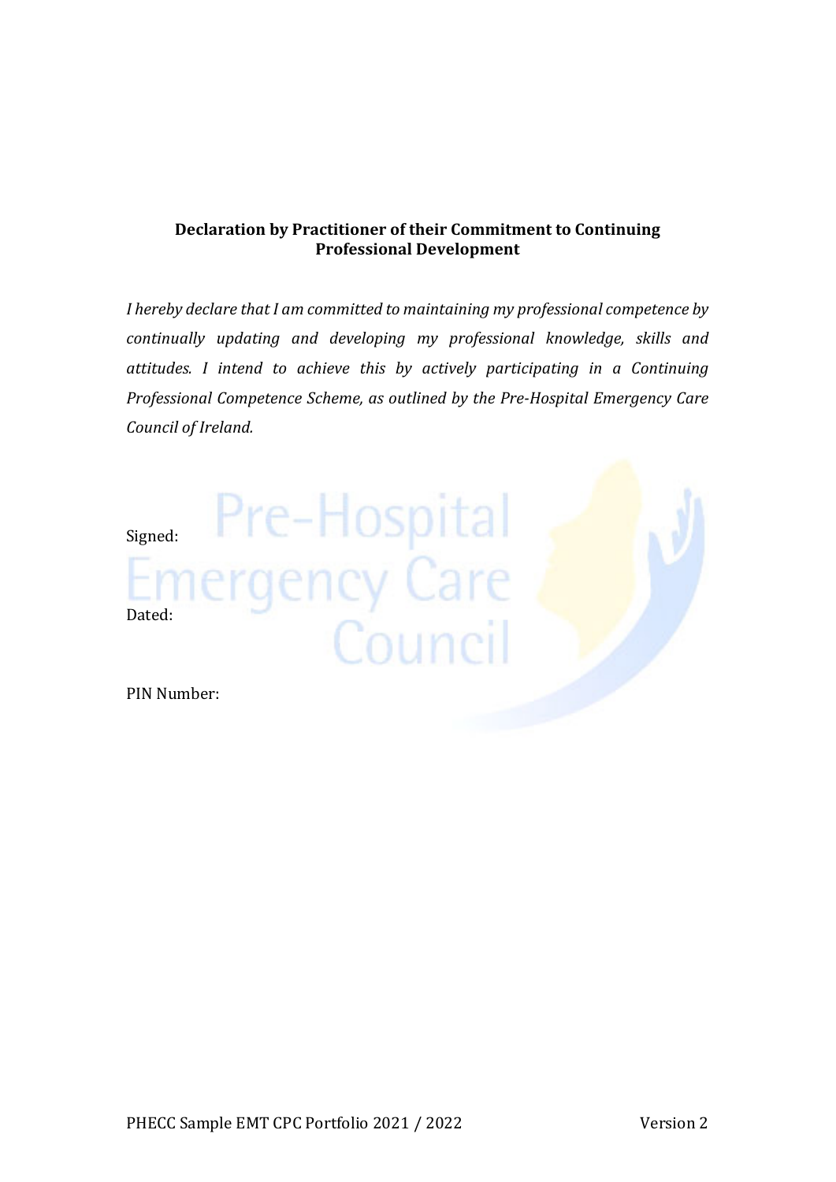**Declaration by Practitioner of their Commitment to Continuing Professional Development**

*I hereby declare that I am committed to maintaining my professional competence by continually updating and developing my professional knowledge, skills and attitudes. I intend to achieve this by actively participating in a Continuing Professional Competence Scheme, as outlined by the Pre-Hospital Emergency Care Council of Ireland.*

Signed:

Dated:

PIN Number: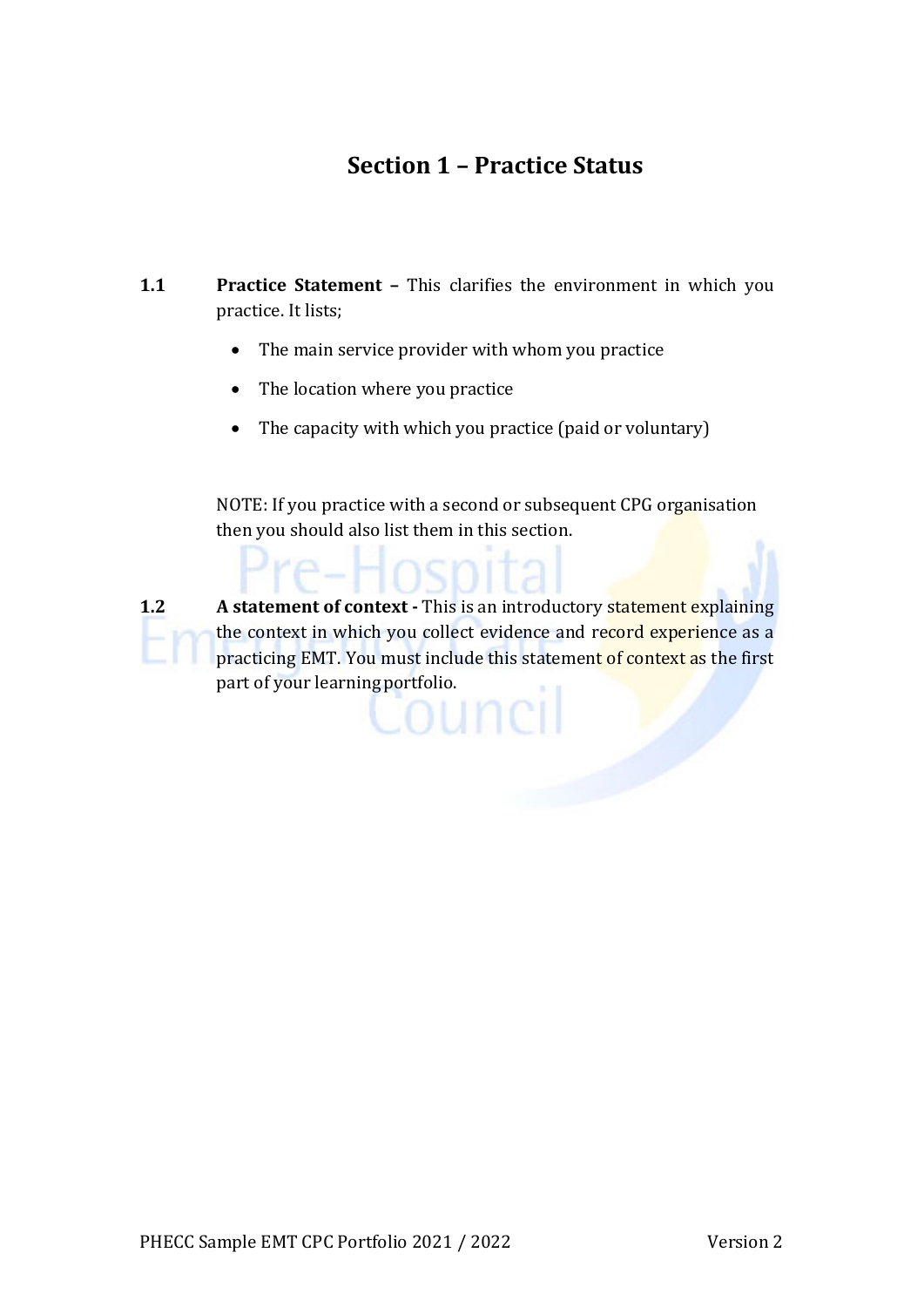# Section 1 – Practice Status

**1.1 Practice Statement –** This clarifies the environment in which you practice. It lists;

- The main service provider with whom you practice
- The location where you practice
- The capacity with which you practice (paid or voluntary)

NOTE: If you practice with a second or subsequent CPG organisation then you should also list them in this section.

**1.2 A statement of context -** This is an introductory statement explaining the context in which you collect evidence and record experience as a practicing EMT. You must include this statement of context as the first part of your learning portfolio.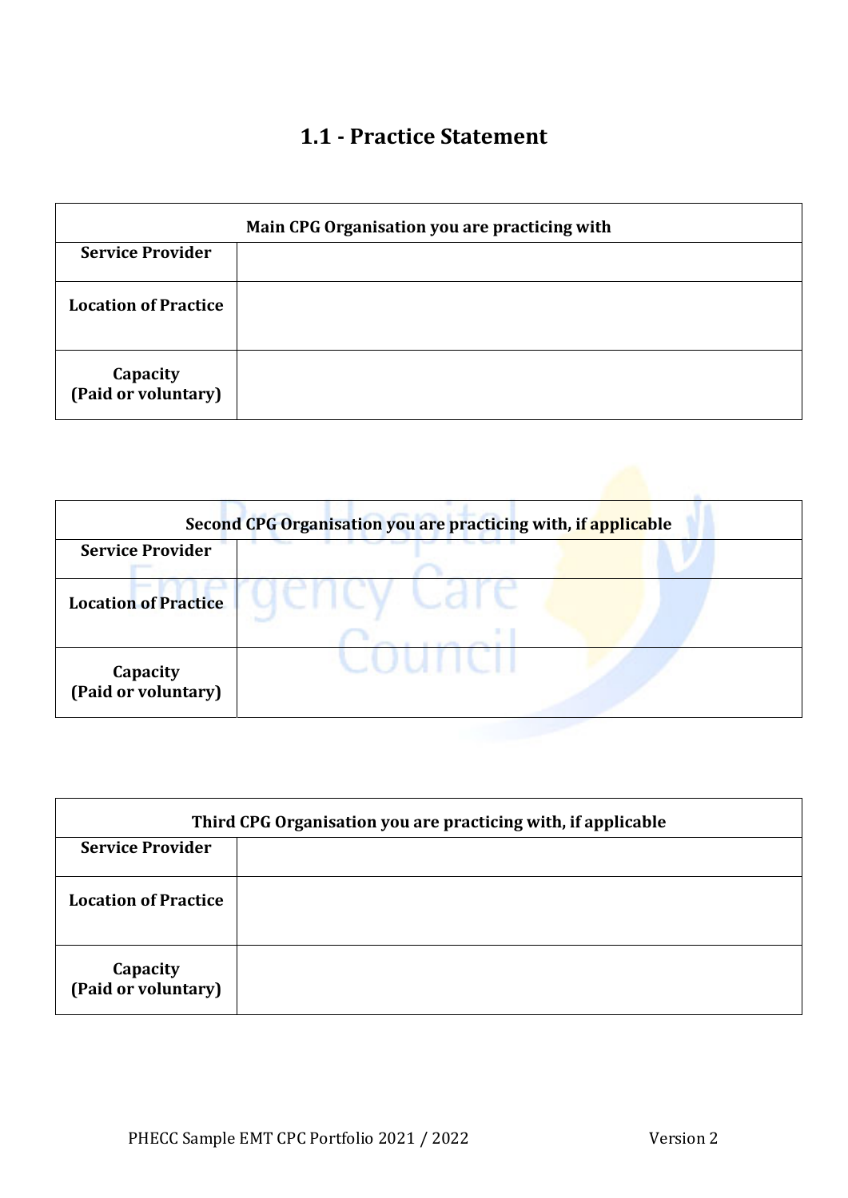# 1.1 - Practice Statement

| Main CPG Organisation you are practicing with | |
|---|---|
| **Service Provider** | |
| **Location of Practice** | |
| **Capacity (Paid or voluntary)** | |

| Second CPG Organisation you are practicing with, if applicable | |
|---|---|
| **Service Provider** | |
| **Location of Practice** | |
| **Capacity (Paid or voluntary)** | |

| Third CPG Organisation you are practicing with, if applicable | |
|---|---|
| **Service Provider** | |
| **Location of Practice** | |
| **Capacity (Paid or voluntary)** | |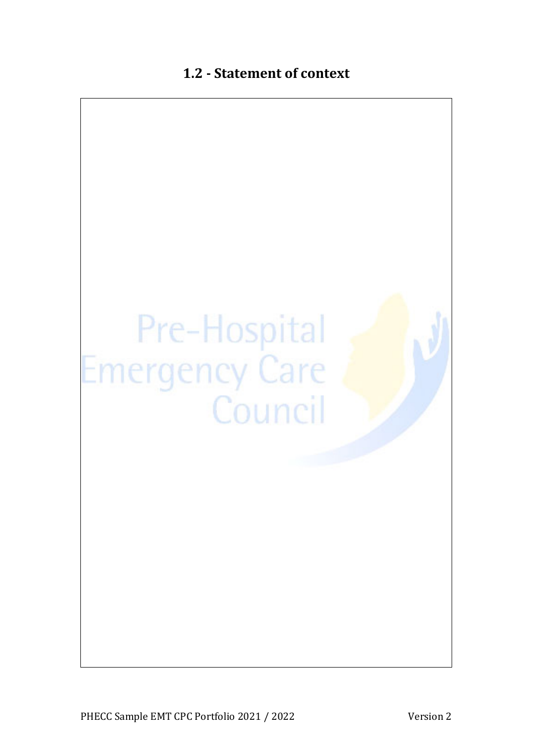## 1.2 - Statement of context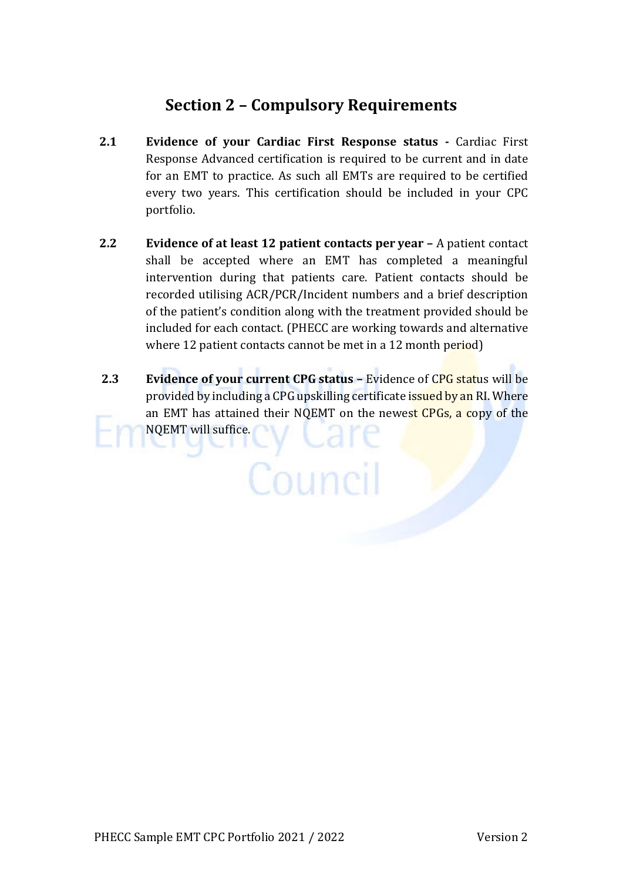## Section 2 – Compulsory Requirements

**2.1 Evidence of your Cardiac First Response status -** Cardiac First Response Advanced certification is required to be current and in date for an EMT to practice. As such all EMTs are required to be certified every two years. This certification should be included in your CPC portfolio.

**2.2 Evidence of at least 12 patient contacts per year –** A patient contact shall be accepted where an EMT has completed a meaningful intervention during that patients care. Patient contacts should be recorded utilising ACR/PCR/Incident numbers and a brief description of the patient's condition along with the treatment provided should be included for each contact. (PHECC are working towards and alternative where 12 patient contacts cannot be met in a 12 month period)

**2.3 Evidence of your current CPG status –** Evidence of CPG status will be provided by including a CPG upskilling certificate issued by an RI. Where an EMT has attained their NQEMT on the newest CPGs, a copy of the NQEMT will suffice.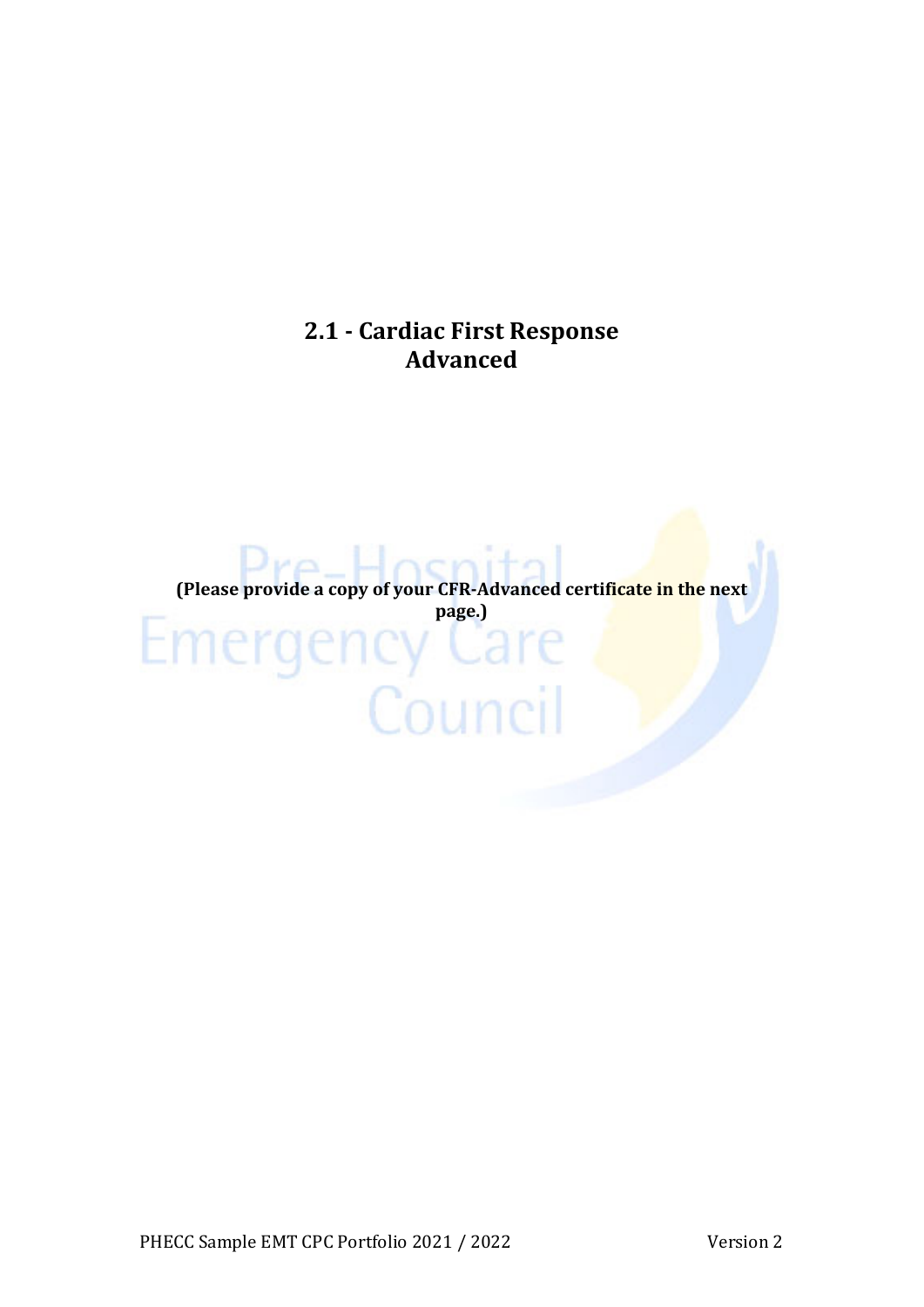## 2.1 - Cardiac First Response Advanced

**(Please provide a copy of your CFR-Advanced certificate in the next page.)**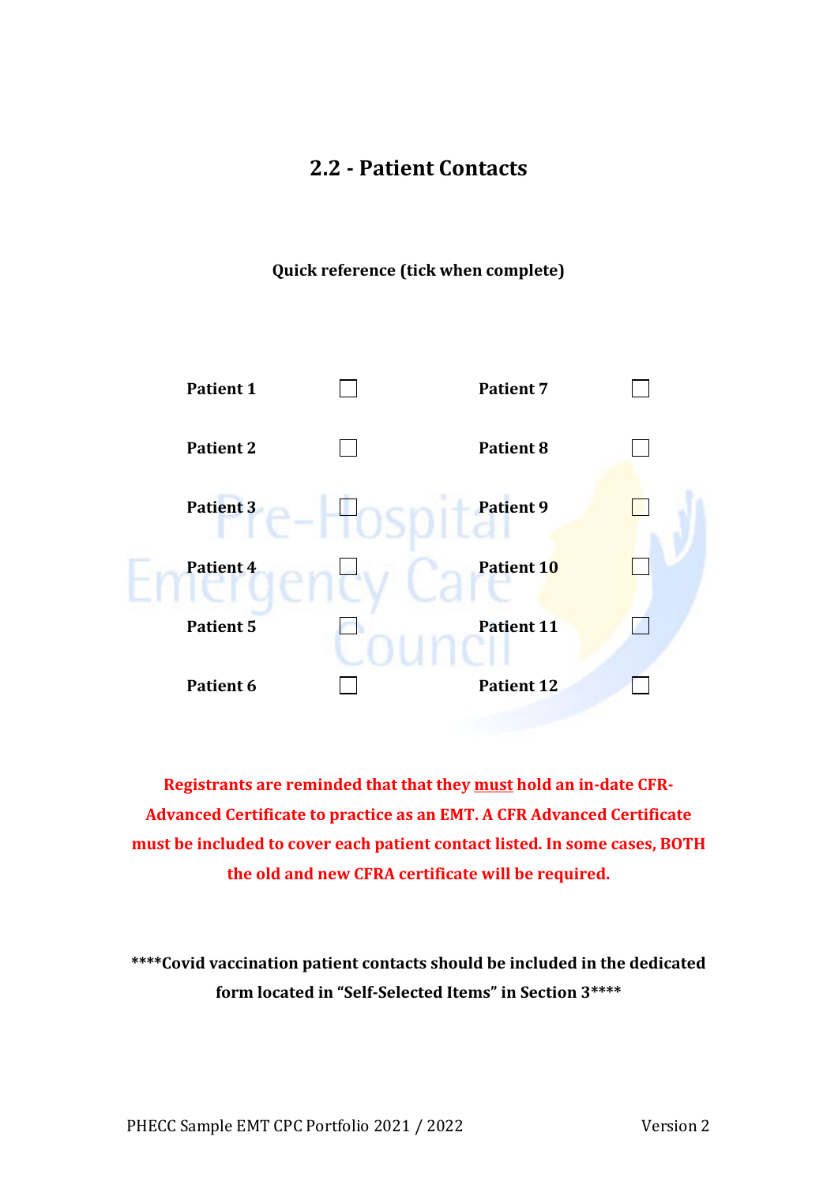## 2.2 - Patient Contacts

**Quick reference (tick when complete)**

| | | | |
|---|---|---|---|
| **Patient 1** | ☐ | **Patient 7** | ☐ |
| **Patient 2** | ☐ | **Patient 8** | ☐ |
| **Patient 3** | ☐ | **Patient 9** | ☐ |
| **Patient 4** | ☐ | **Patient 10** | ☐ |
| **Patient 5** | ☐ | **Patient 11** | ☐ |
| **Patient 6** | ☐ | **Patient 12** | ☐ |

**Registrants are reminded that that they must hold an in-date CFR-Advanced Certificate to practice as an EMT. A CFR Advanced Certificate must be included to cover each patient contact listed. In some cases, BOTH the old and new CFRA certificate will be required.**

**\*\*\*\*Covid vaccination patient contacts should be included in the dedicated form located in "Self-Selected Items" in Section 3\*\*\*\***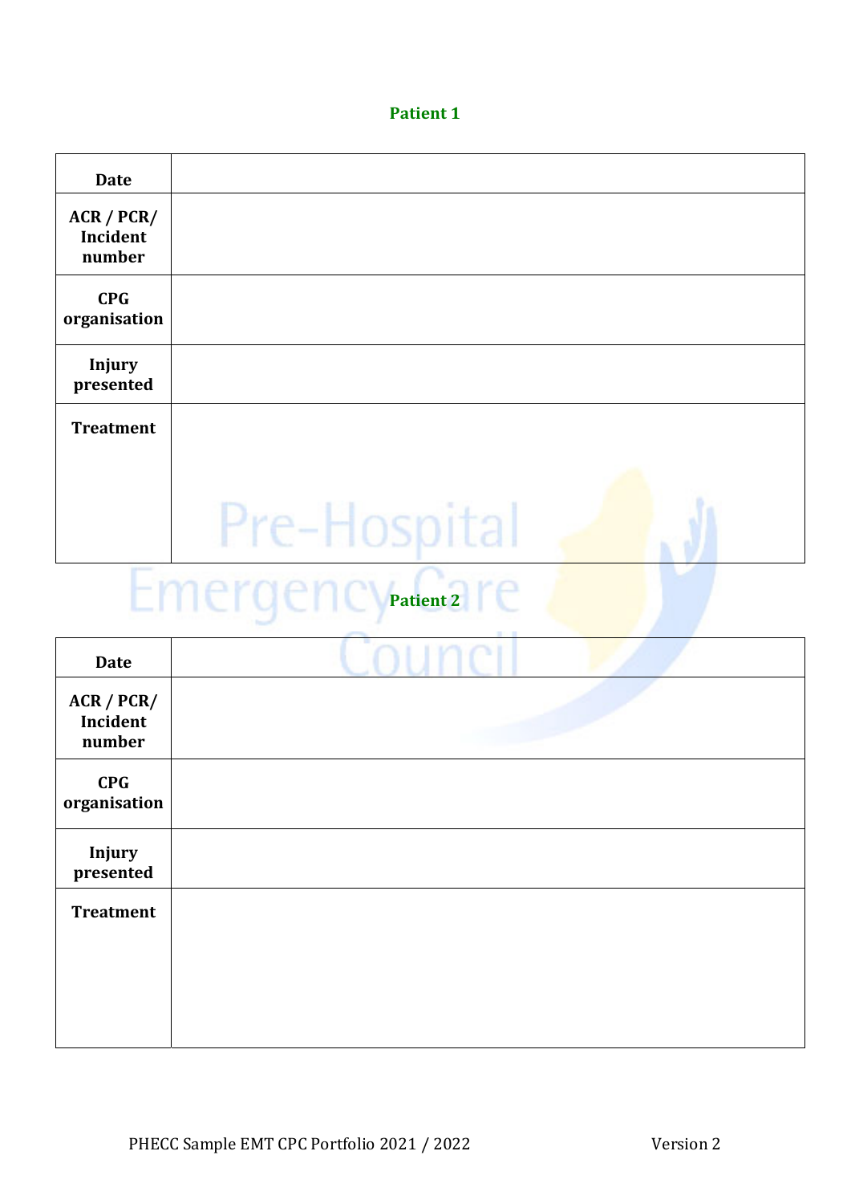**Patient 1**

| Date | |
|---|---|
| ACR / PCR/ Incident number | |
| CPG organisation | |
| Injury presented | |
| Treatment | |

**Patient 2**

| Date | |
|---|---|
| ACR / PCR/ Incident number | |
| CPG organisation | |
| Injury presented | |
| Treatment | |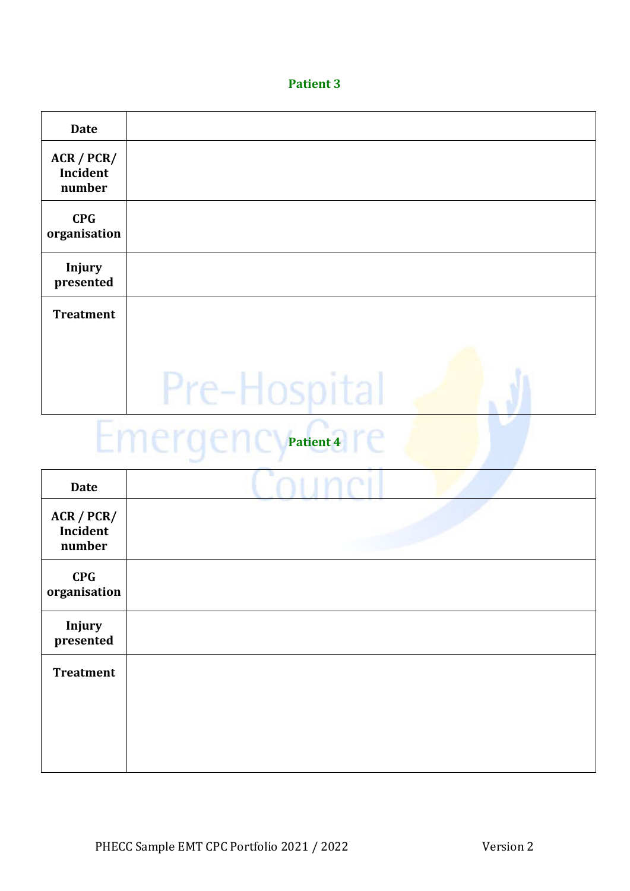## Patient 3

| | |
|---|---|
| **Date** | |
| **ACR / PCR/ Incident number** | |
| **CPG organisation** | |
| **Injury presented** | |
| **Treatment** | |

## Patient 4

| | |
|---|---|
| **Date** | |
| **ACR / PCR/ Incident number** | |
| **CPG organisation** | |
| **Injury presented** | |
| **Treatment** | |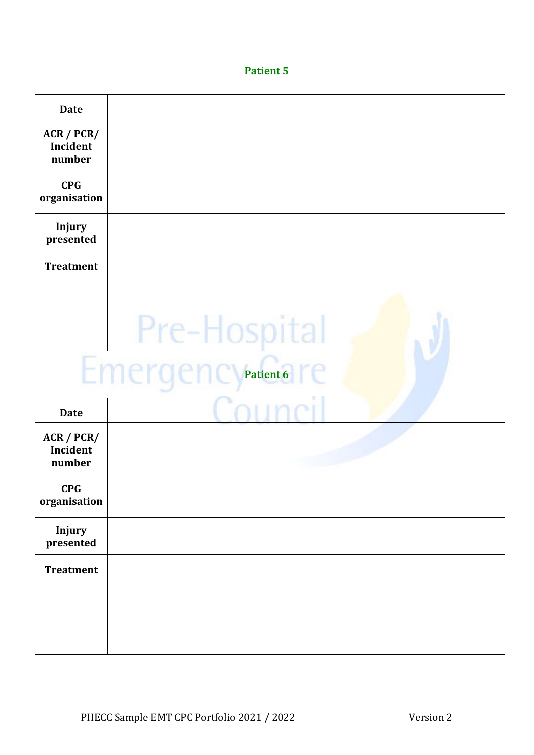### Patient 5

| Date | |
|---|---|
| ACR / PCR/ Incident number | |
| CPG organisation | |
| Injury presented | |
| Treatment | |

### Patient 6

| Date | |
|---|---|
| ACR / PCR/ Incident number | |
| CPG organisation | |
| Injury presented | |
| Treatment | |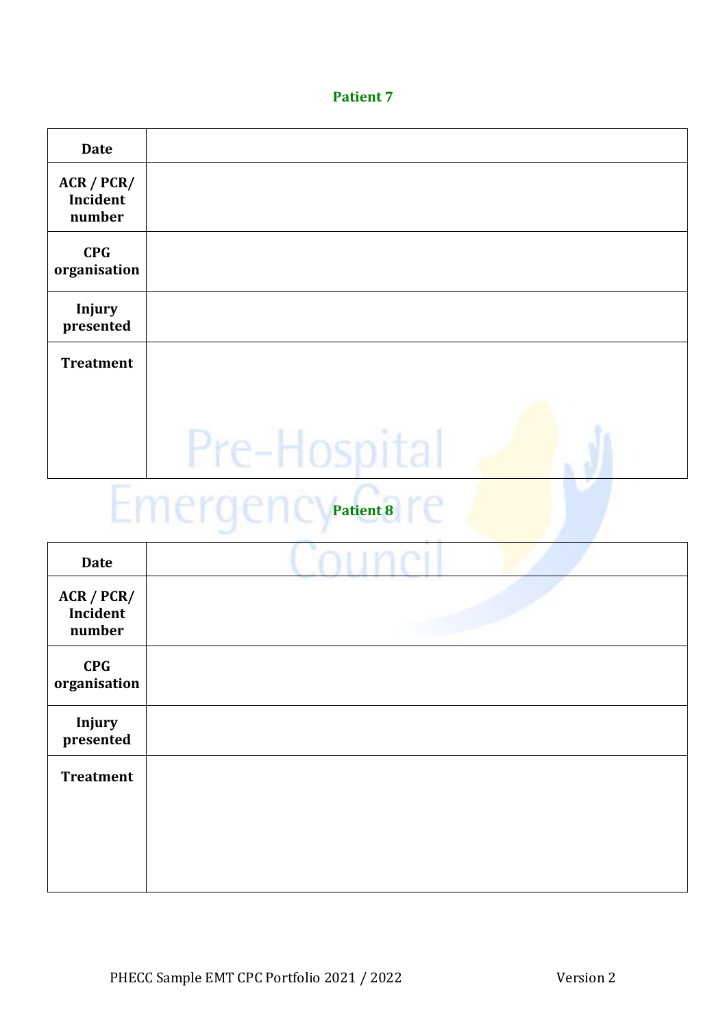## Patient 7

| Date | |
|---|---|
| ACR / PCR/ Incident number | |
| CPG organisation | |
| Injury presented | |
| Treatment | |

## Patient 8

| Date | |
|---|---|
| ACR / PCR/ Incident number | |
| CPG organisation | |
| Injury presented | |
| Treatment | |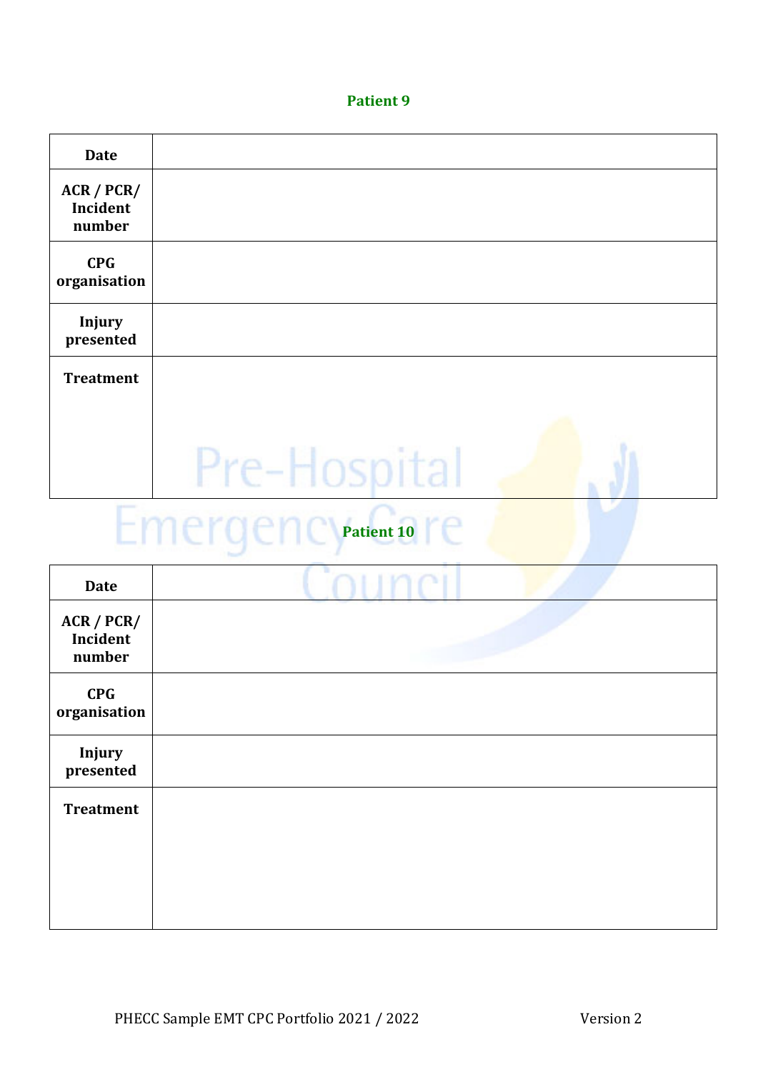## Patient 9

| Date | |
|---|---|
| ACR / PCR/ Incident number | |
| CPG organisation | |
| Injury presented | |
| Treatment | |

## Patient 10

| Date | |
|---|---|
| ACR / PCR/ Incident number | |
| CPG organisation | |
| Injury presented | |
| Treatment | |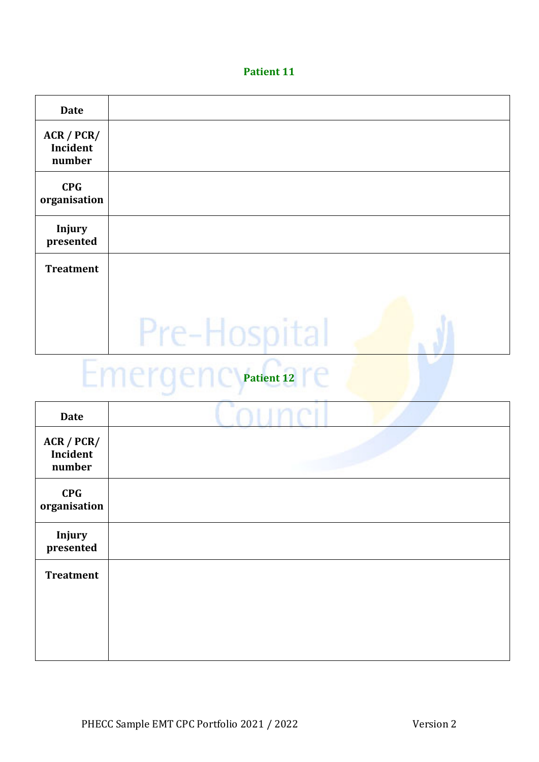## Patient 11

| | |
|---|---|
| **Date** | |
| **ACR / PCR/ Incident number** | |
| **CPG organisation** | |
| **Injury presented** | |
| **Treatment** | |

## Patient 12

| | |
|---|---|
| **Date** | |
| **ACR / PCR/ Incident number** | |
| **CPG organisation** | |
| **Injury presented** | |
| **Treatment** | |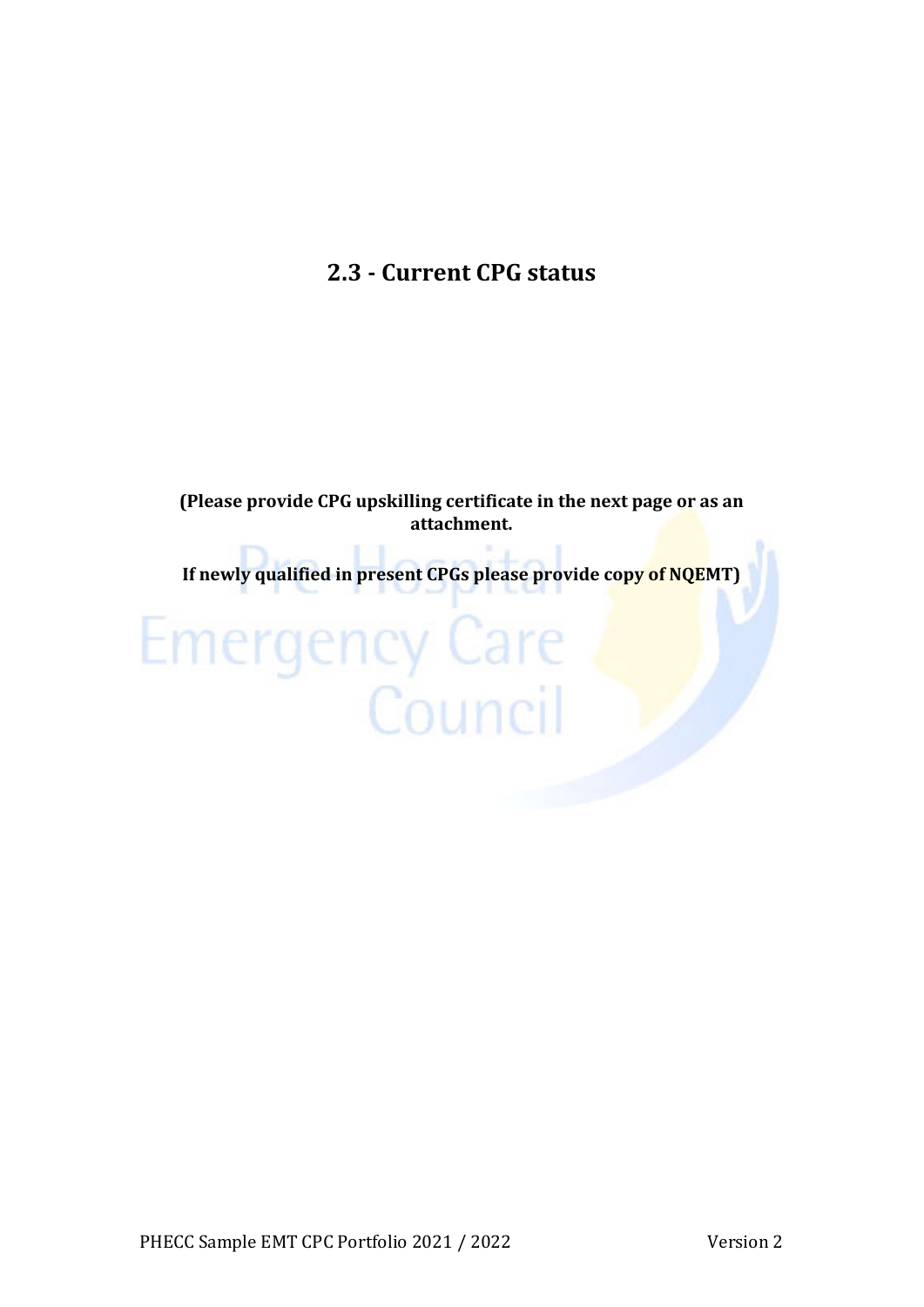## 2.3 - Current CPG status

**(Please provide CPG upskilling certificate in the next page or as an attachment.**

**If newly qualified in present CPGs please provide copy of NQEMT)**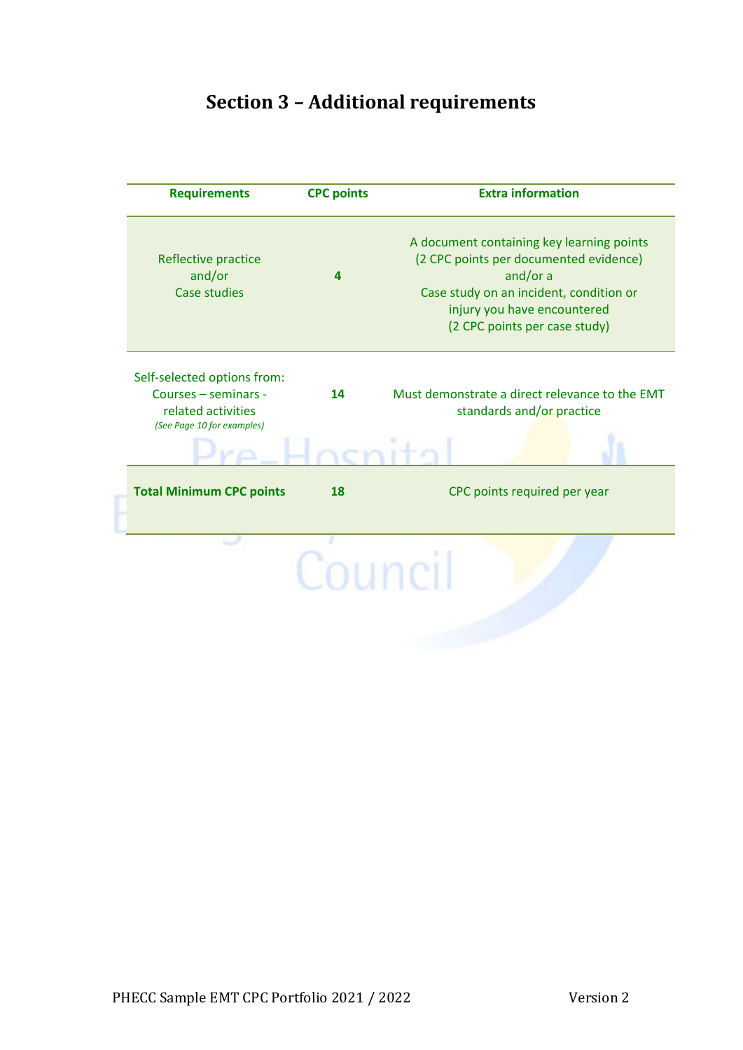# Section 3 – Additional requirements

| Requirements | CPC points | Extra information |
|---|---|---|
| Reflective practice and/or Case studies | **4** | A document containing key learning points (2 CPC points per documented evidence) and/or a Case study on an incident, condition or injury you have encountered (2 CPC points per case study) |
| Self-selected options from: Courses – seminars - related activities *(See Page 10 for examples)* | **14** | Must demonstrate a direct relevance to the EMT standards and/or practice |
| **Total Minimum CPC points** | **18** | CPC points required per year |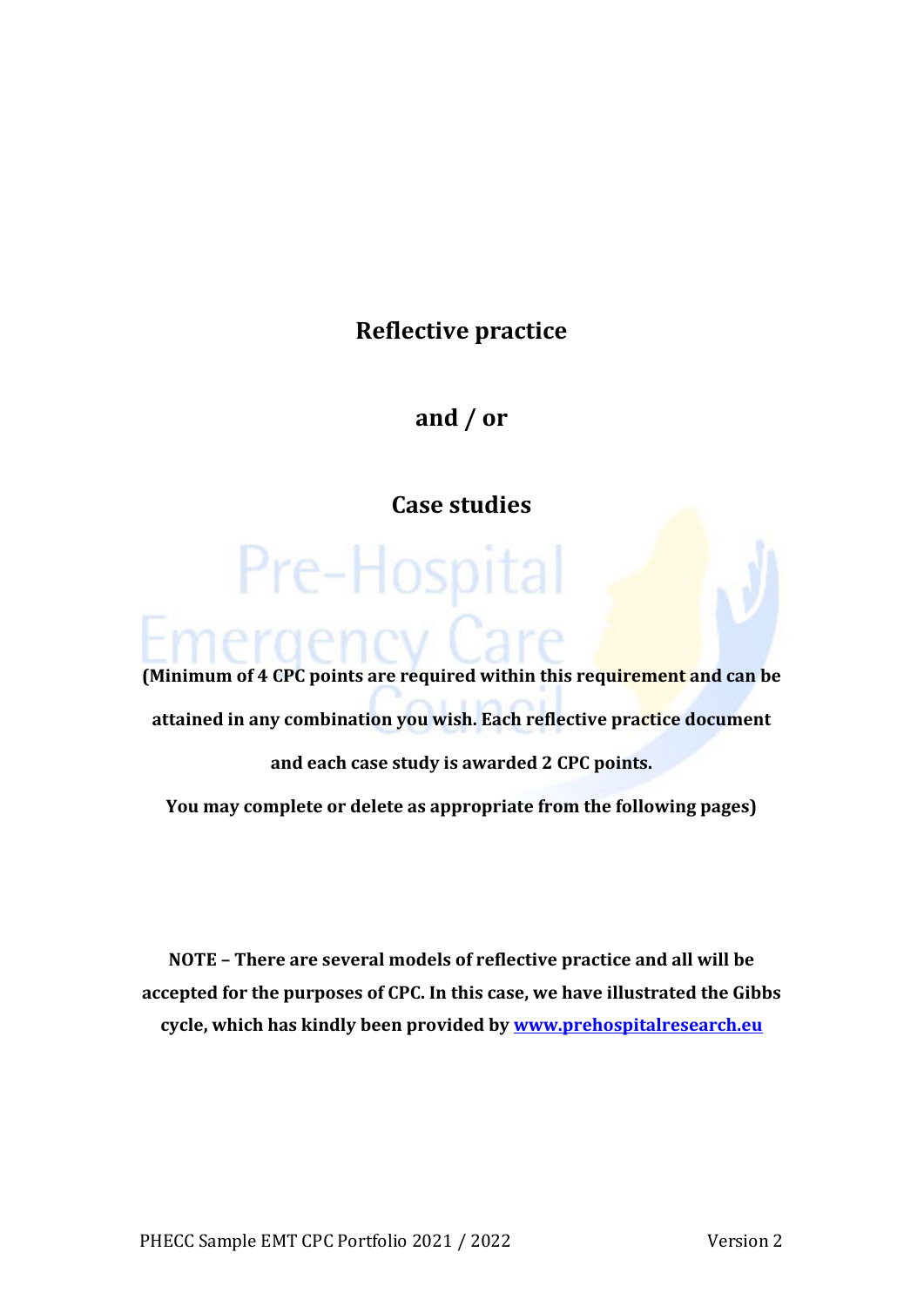# Reflective practice

# and / or

# Case studies

**(Minimum of 4 CPC points are required within this requirement and can be attained in any combination you wish. Each reflective practice document and each case study is awarded 2 CPC points.**

**You may complete or delete as appropriate from the following pages)**

**NOTE – There are several models of reflective practice and all will be accepted for the purposes of CPC. In this case, we have illustrated the Gibbs cycle, which has kindly been provided by [www.prehospitalresearch.eu](www.prehospitalresearch.eu)**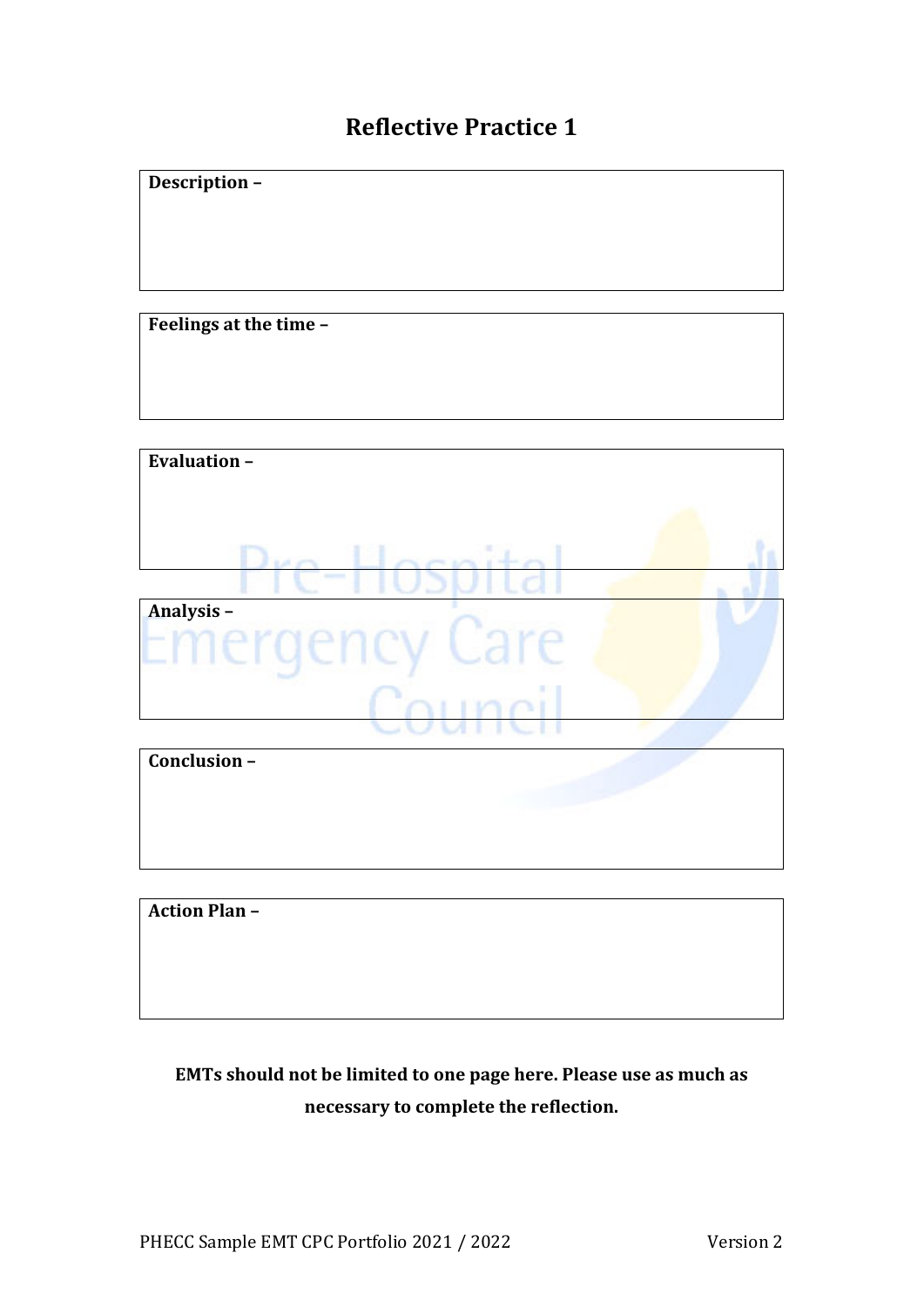# Reflective Practice 1

**Description –**

**Feelings at the time –**

**Evaluation –**

**Analysis –**

**Conclusion –**

**Action Plan –**

**EMTs should not be limited to one page here. Please use as much as necessary to complete the reflection.**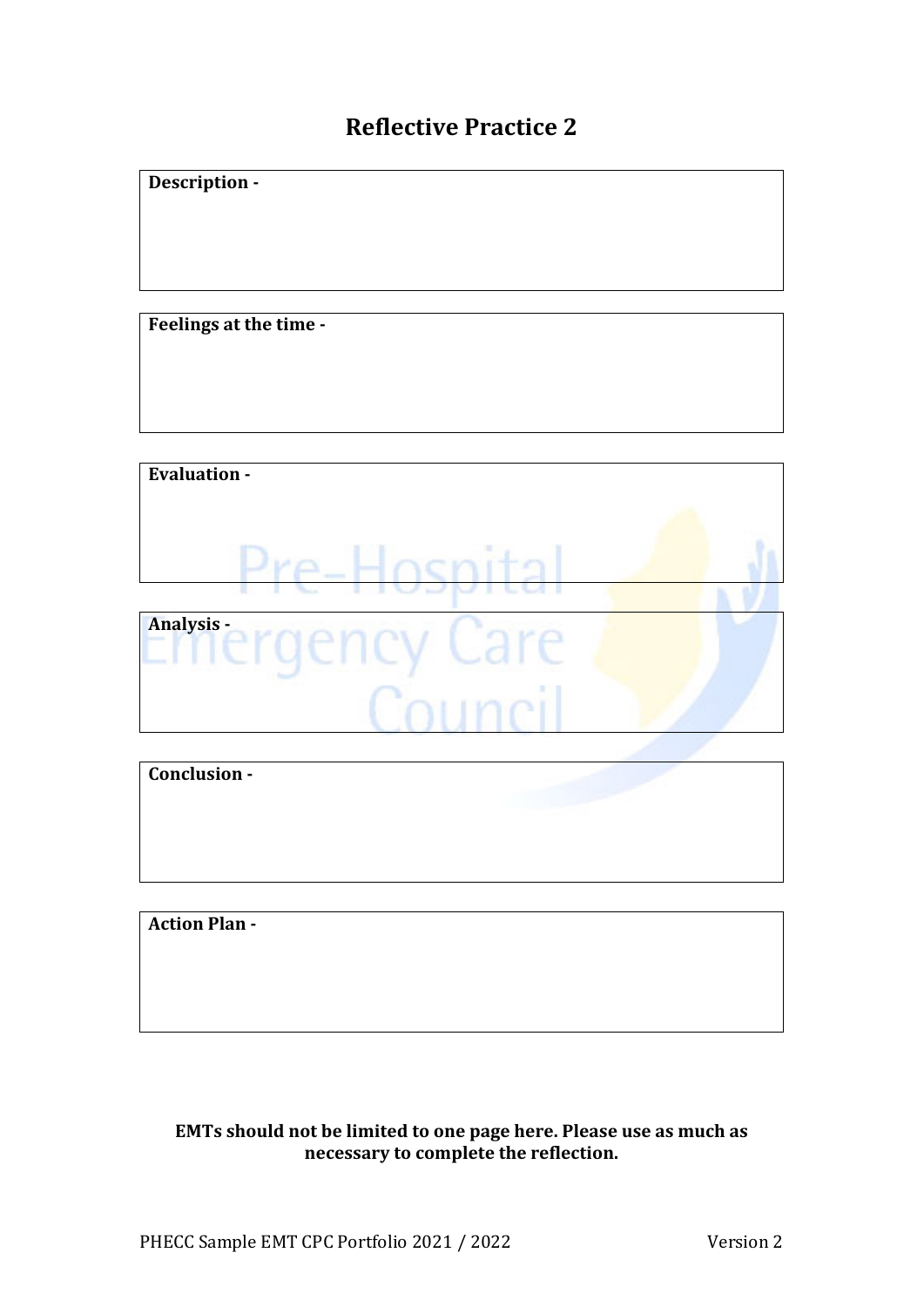# Reflective Practice 2

**Description -**

**Feelings at the time -**

**Evaluation -**

**Analysis -**

**Conclusion -**

**Action Plan -**

**EMTs should not be limited to one page here. Please use as much as necessary to complete the reflection.**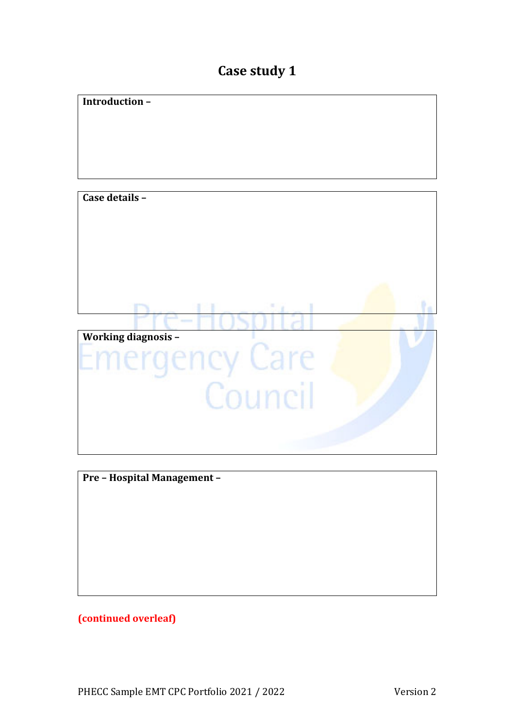# Case study 1

**Introduction –**

**Case details –**

**Working diagnosis –**

**Pre – Hospital Management –**

**(continued overleaf)**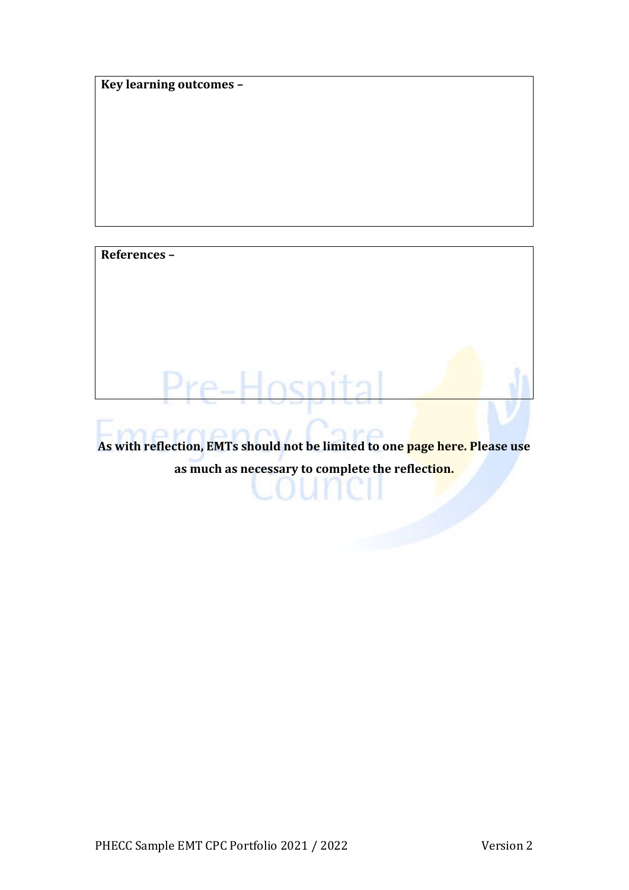| **Key learning outcomes –** |
| --- |
| |

| **References –** |
| --- |
| |

**As with reflection, EMTs should not be limited to one page here. Please use as much as necessary to complete the reflection.**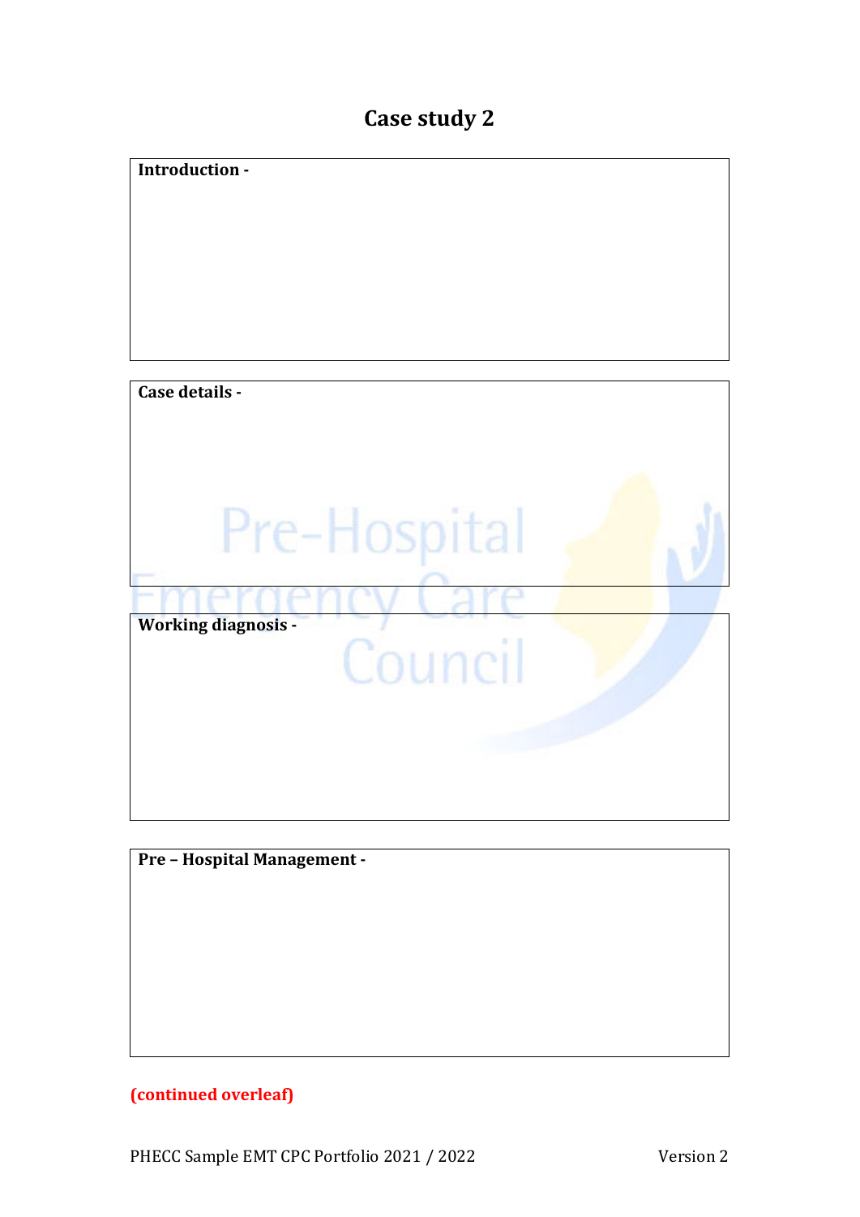# Case study 2

**Introduction -**

**Case details -**

**Working diagnosis -**

**Pre – Hospital Management -**

**(continued overleaf)**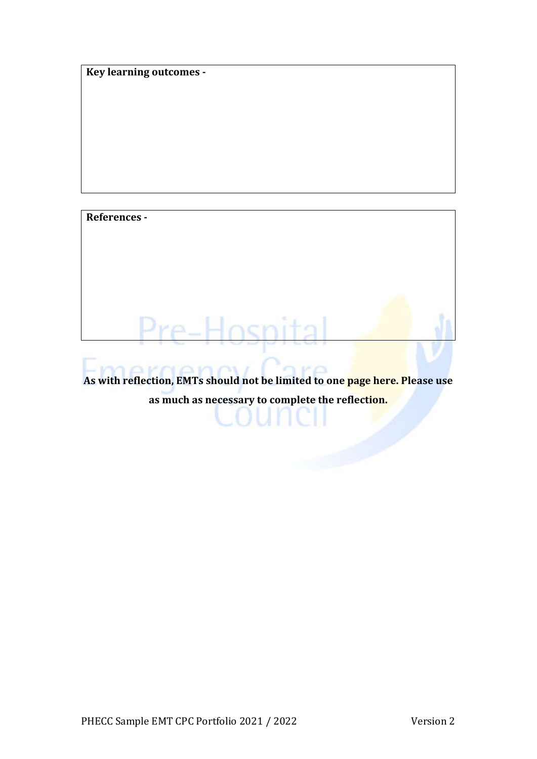| Key learning outcomes - |
| --- |
| |

| References - |
| --- |
| |

**As with reflection, EMTs should not be limited to one page here. Please use as much as necessary to complete the reflection.**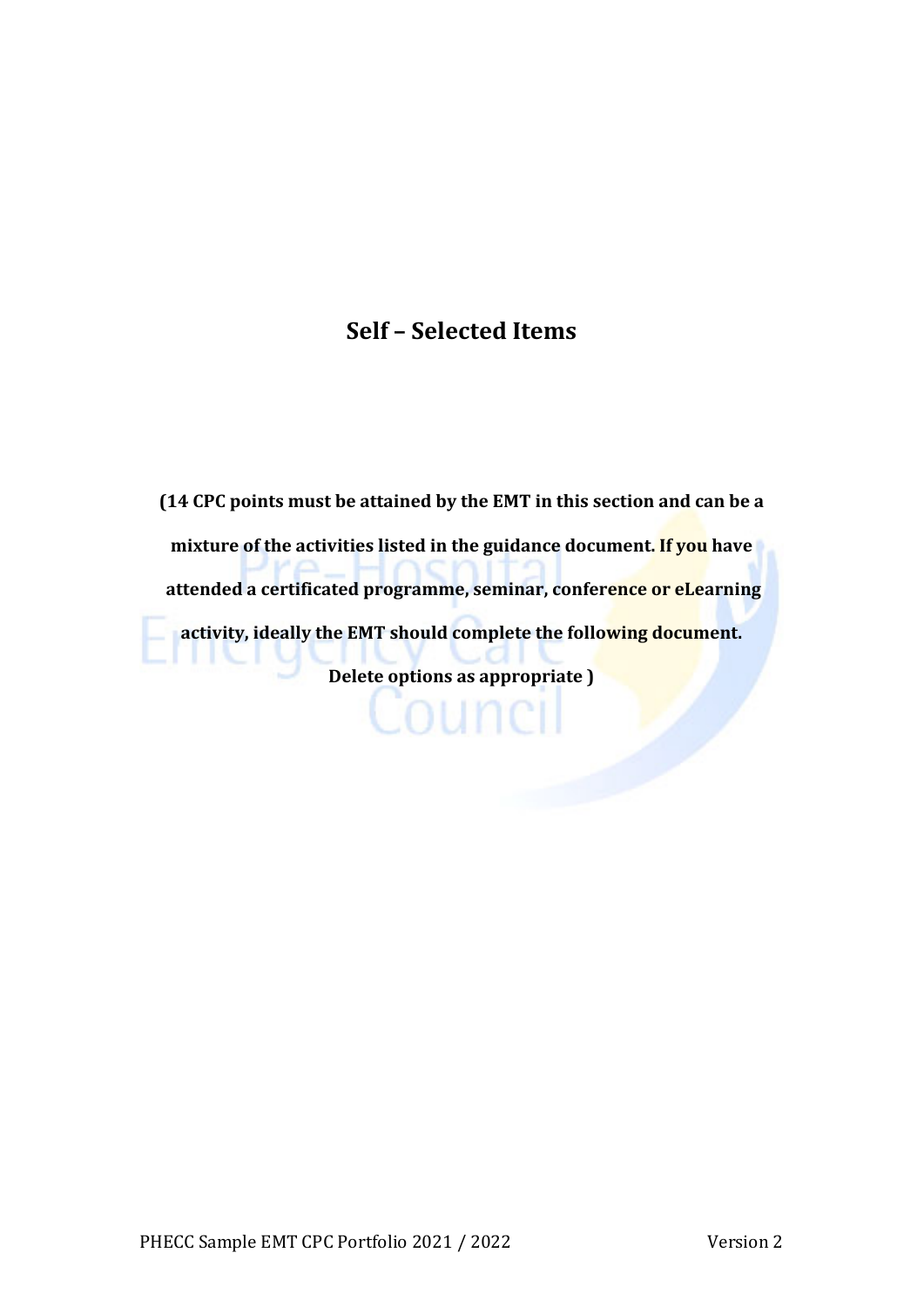## Self – Selected Items

**(14 CPC points must be attained by the EMT in this section and can be a mixture of the activities listed in the guidance document. If you have attended a certificated programme, seminar, conference or eLearning activity, ideally the EMT should complete the following document. Delete options as appropriate )**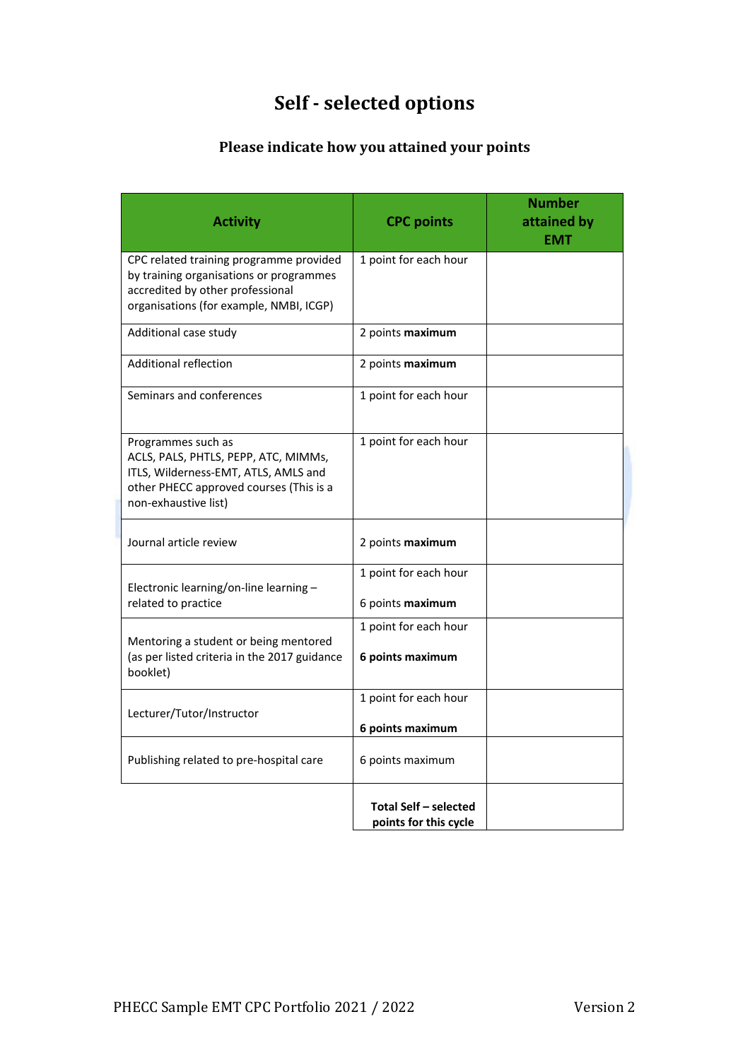# Self - selected options

## Please indicate how you attained your points

| Activity | CPC points | Number attained by EMT |
|---|---|---|
| CPC related training programme provided by training organisations or programmes accredited by other professional organisations (for example, NMBI, ICGP) | 1 point for each hour | |
| Additional case study | 2 points **maximum** | |
| Additional reflection | 2 points **maximum** | |
| Seminars and conferences | 1 point for each hour | |
| Programmes such as ACLS, PALS, PHTLS, PEPP, ATC, MIMMs, ITLS, Wilderness-EMT, ATLS, AMLS and other PHECC approved courses (This is a non-exhaustive list) | 1 point for each hour | |
| Journal article review | 2 points **maximum** | |
| Electronic learning/on-line learning – related to practice | 1 point for each hour<br><br>6 points **maximum** | |
| Mentoring a student or being mentored (as per listed criteria in the 2017 guidance booklet) | 1 point for each hour<br><br>**6 points maximum** | |
| Lecturer/Tutor/Instructor | 1 point for each hour<br><br>**6 points maximum** | |
| Publishing related to pre-hospital care | 6 points maximum | |
| | **Total Self – selected points for this cycle** | |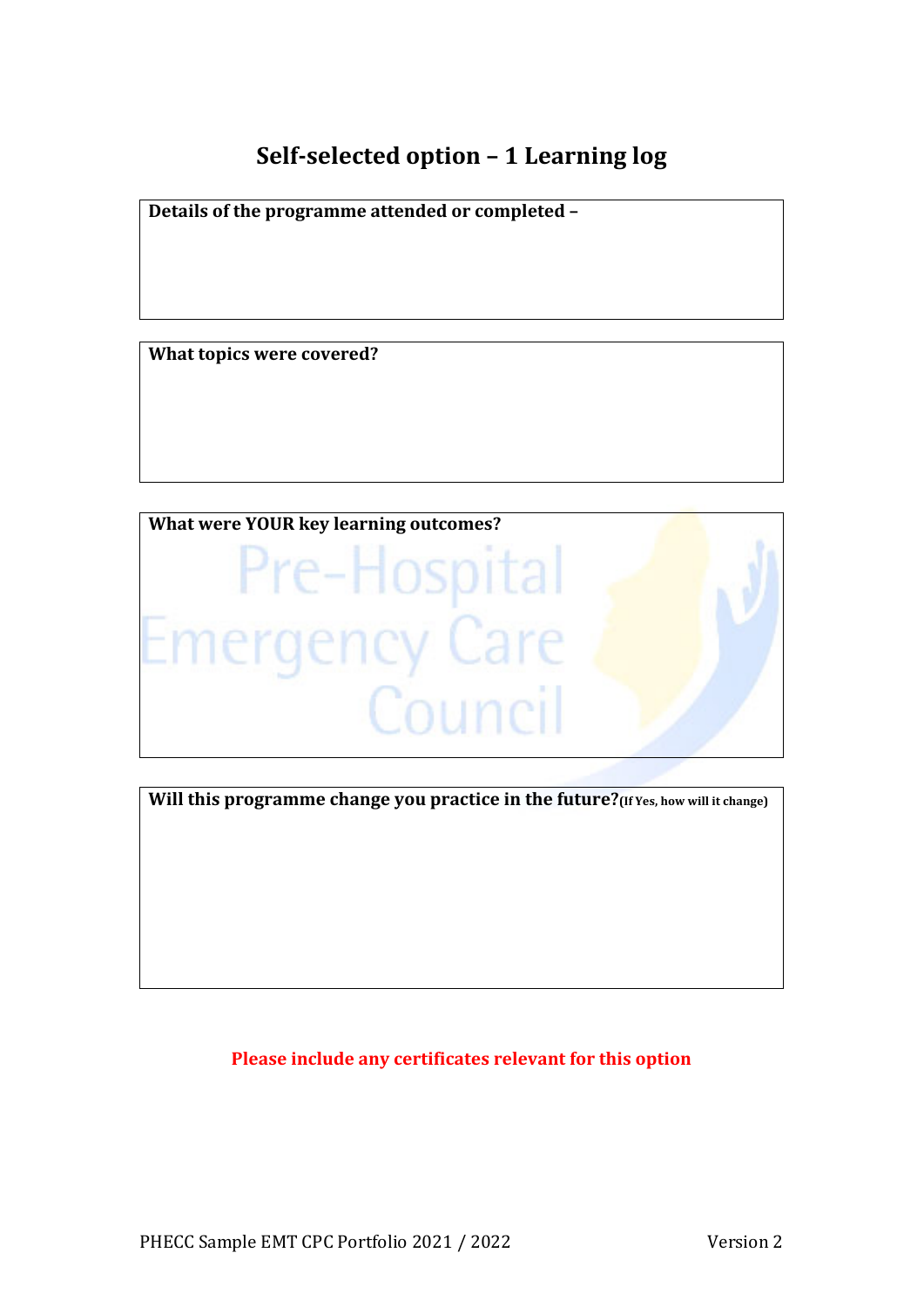# Self-selected option – 1 Learning log

**Details of the programme attended or completed –**

**What topics were covered?**

**What were YOUR key learning outcomes?**

**Will this programme change you practice in the future?** **(If Yes, how will it change)**

**Please include any certificates relevant for this option**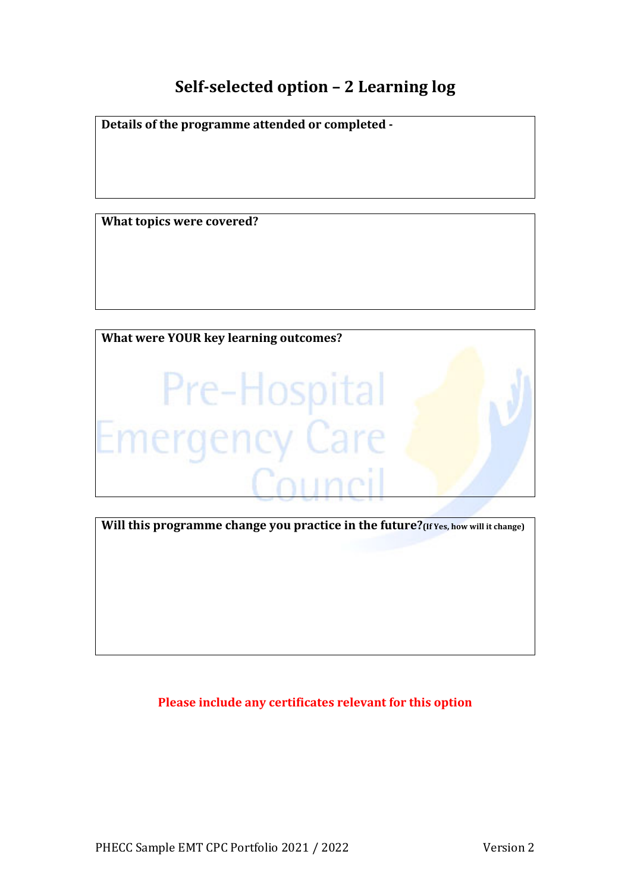# Self-selected option – 2 Learning log

**Details of the programme attended or completed -**

**What topics were covered?**

**What were YOUR key learning outcomes?**

**Will this programme change you practice in the future?** **(If Yes, how will it change)**

**Please include any certificates relevant for this option**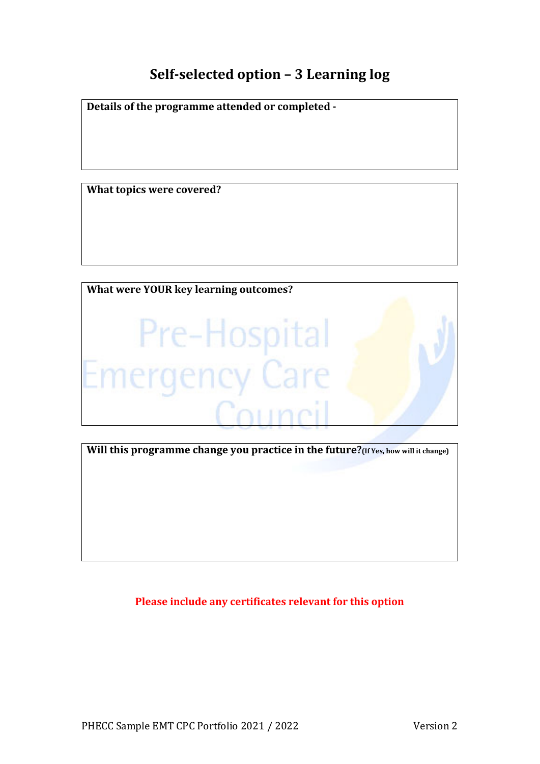# Self-selected option – 3 Learning log

**Details of the programme attended or completed -**

**What topics were covered?**

**What were YOUR key learning outcomes?**

**Will this programme change you practice in the future?** **(If Yes, how will it change)**

**Please include any certificates relevant for this option**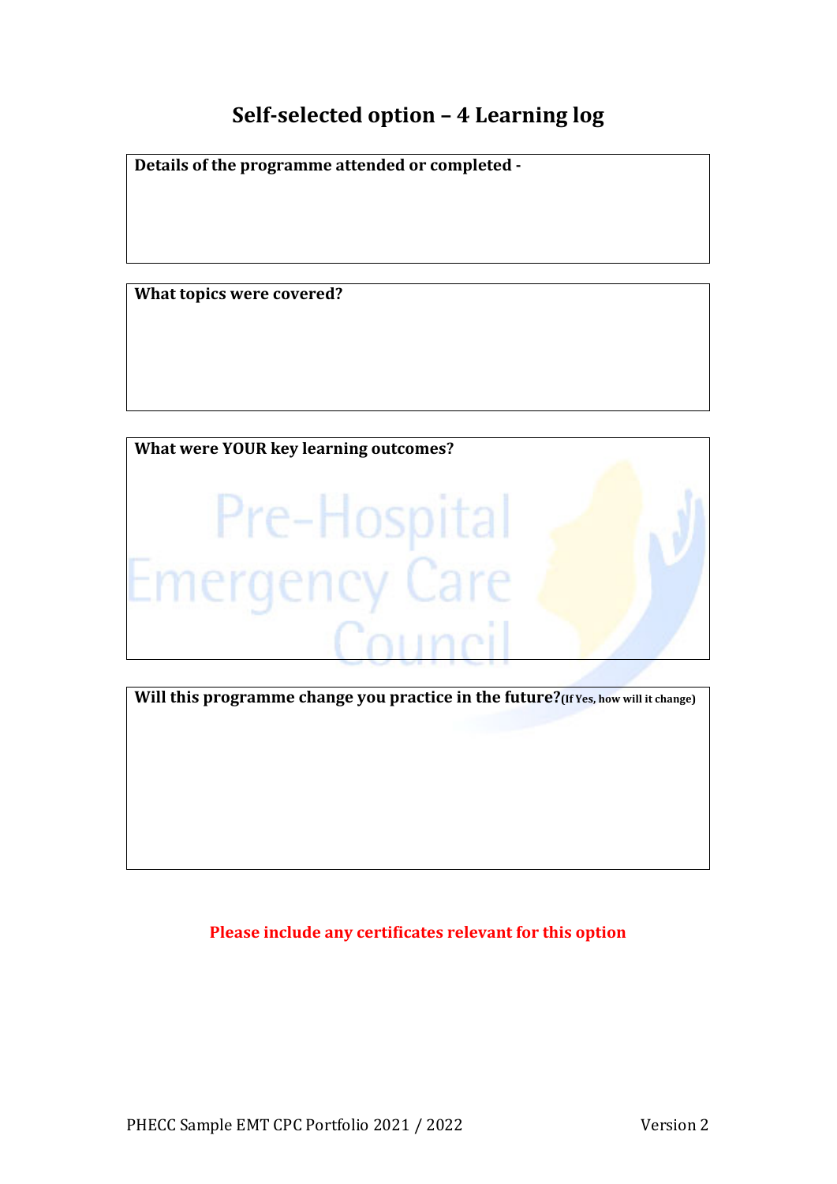# Self-selected option – 4 Learning log

**Details of the programme attended or completed -**

**What topics were covered?**

**What were YOUR key learning outcomes?**

**Will this programme change you practice in the future?** **(If Yes, how will it change)**

**Please include any certificates relevant for this option**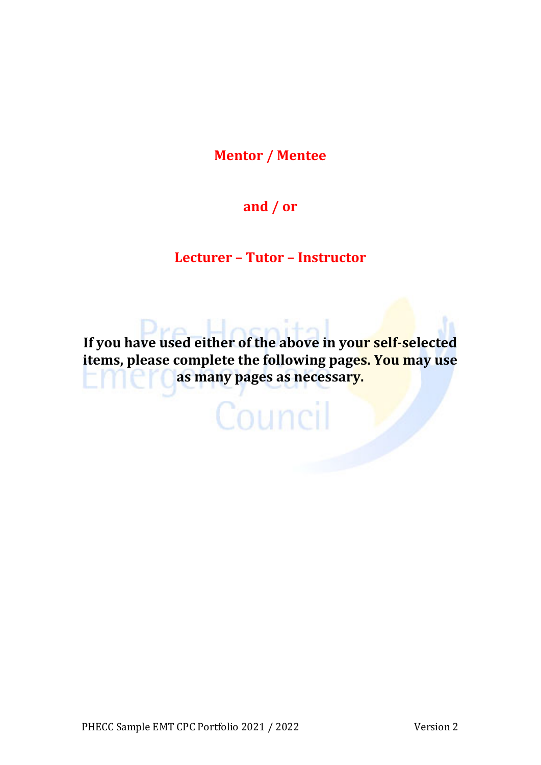**Mentor / Mentee**

**and / or**

**Lecturer – Tutor – Instructor**

**If you have used either of the above in your self-selected items, please complete the following pages. You may use as many pages as necessary.**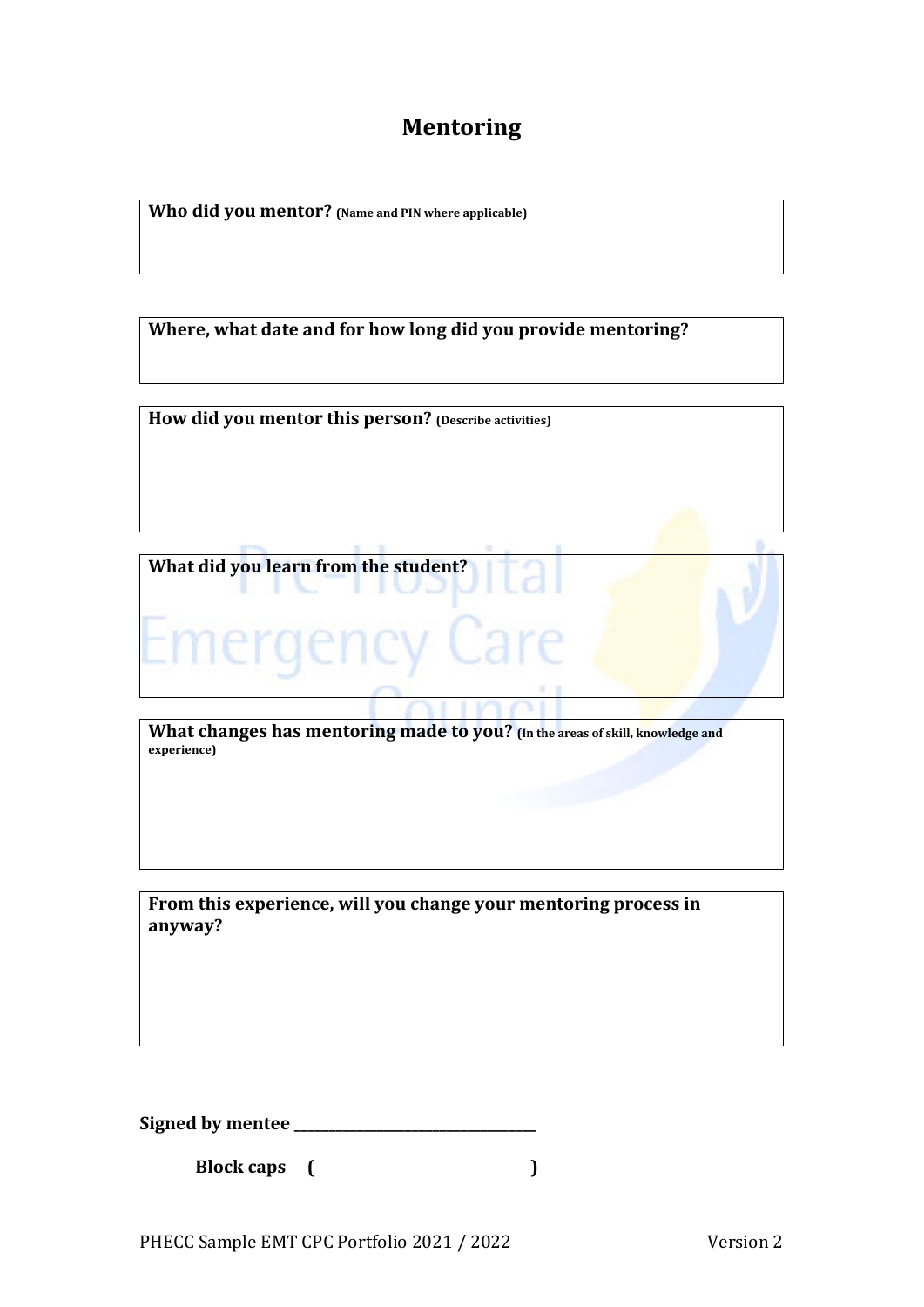# Mentoring

**Who did you mentor?** **(Name and PIN where applicable)**

**Where, what date and for how long did you provide mentoring?**

**How did you mentor this person?** **(Describe activities)**

**What did you learn from the student?**

**What changes has mentoring made to you?** **(In the areas of skill, knowledge and experience)**

**From this experience, will you change your mentoring process in anyway?**

**Signed by mentee** ________________________________

**Block caps** ( )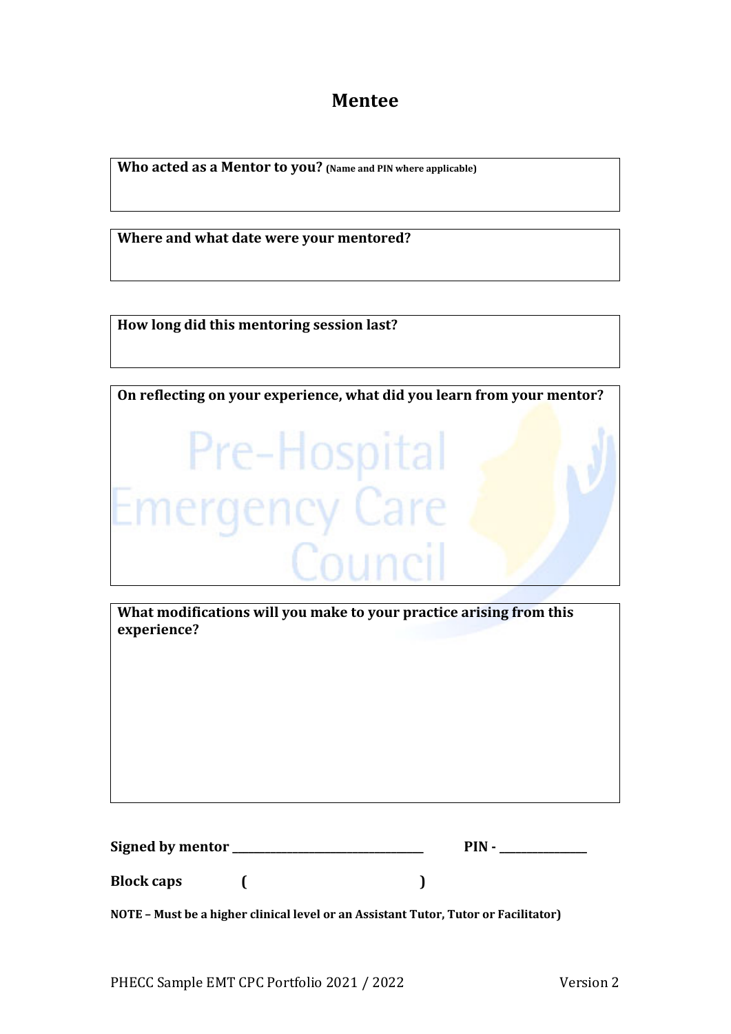## Mentee

**Who acted as a Mentor to you?** **(Name and PIN where applicable)**

**Where and what date were your mentored?**

**How long did this mentoring session last?**

**On reflecting on your experience, what did you learn from your mentor?**

**What modifications will you make to your practice arising from this experience?**

**Signed by mentor** ______________________________ **PIN -** ______________

**Block caps** **(** **)**

**NOTE – Must be a higher clinical level or an Assistant Tutor, Tutor or Facilitator)**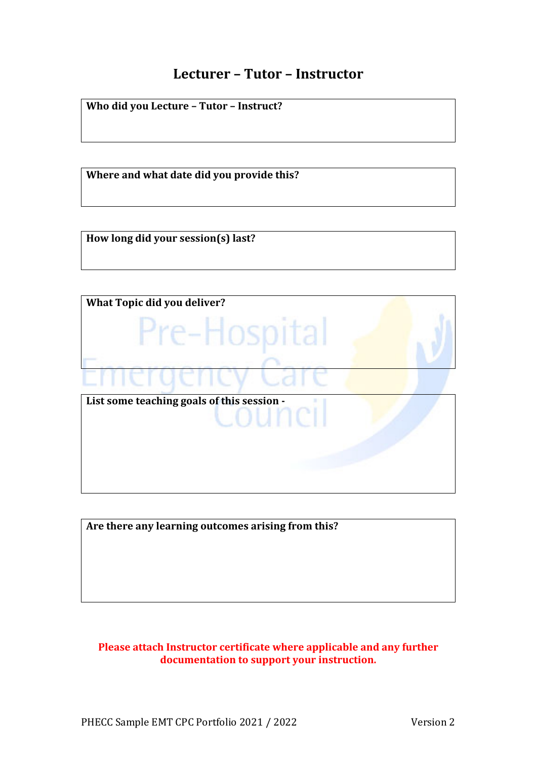# Lecturer – Tutor – Instructor

**Who did you Lecture – Tutor – Instruct?**

**Where and what date did you provide this?**

**How long did your session(s) last?**

**What Topic did you deliver?**

**List some teaching goals of this session -**

**Are there any learning outcomes arising from this?**

**Please attach Instructor certificate where applicable and any further documentation to support your instruction.**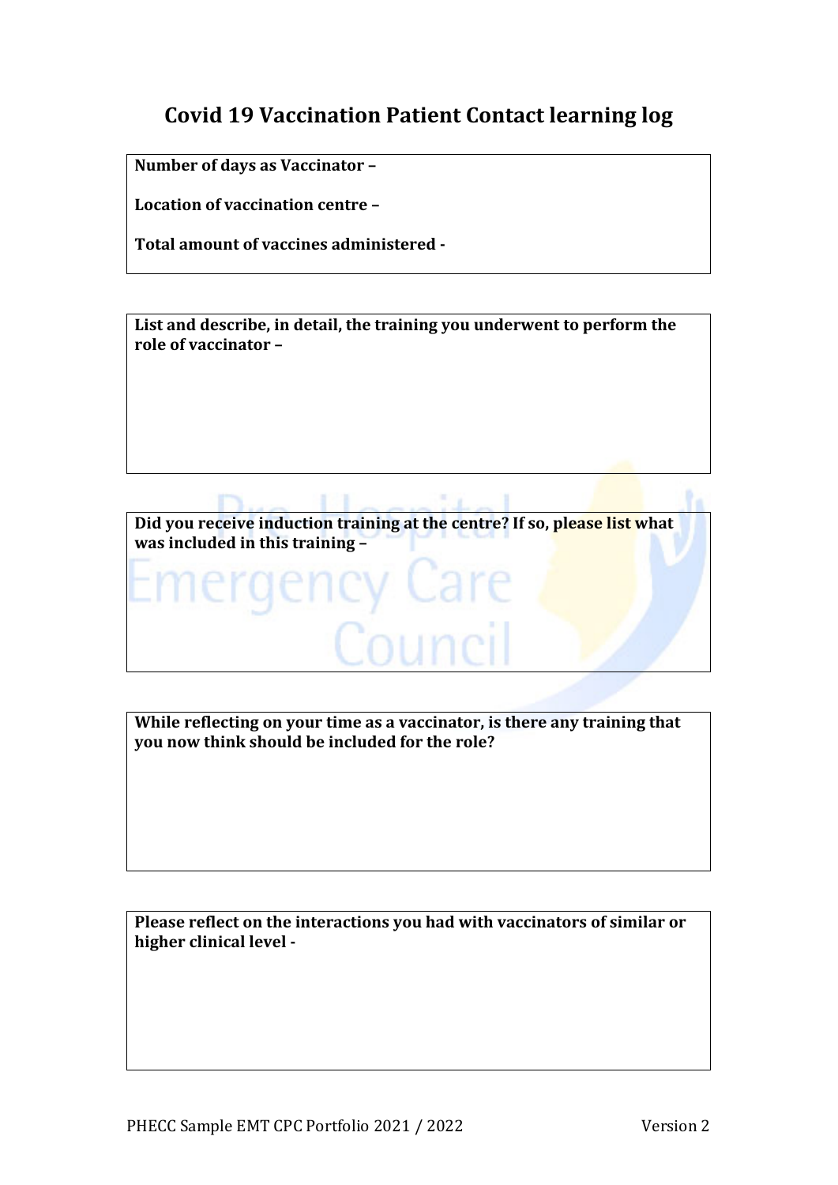# Covid 19 Vaccination Patient Contact learning log

**Number of days as Vaccinator –**

**Location of vaccination centre –**

**Total amount of vaccines administered -**

**List and describe, in detail, the training you underwent to perform the role of vaccinator –**

**Did you receive induction training at the centre? If so, please list what was included in this training –**

**While reflecting on your time as a vaccinator, is there any training that you now think should be included for the role?**

**Please reflect on the interactions you had with vaccinators of similar or higher clinical level -**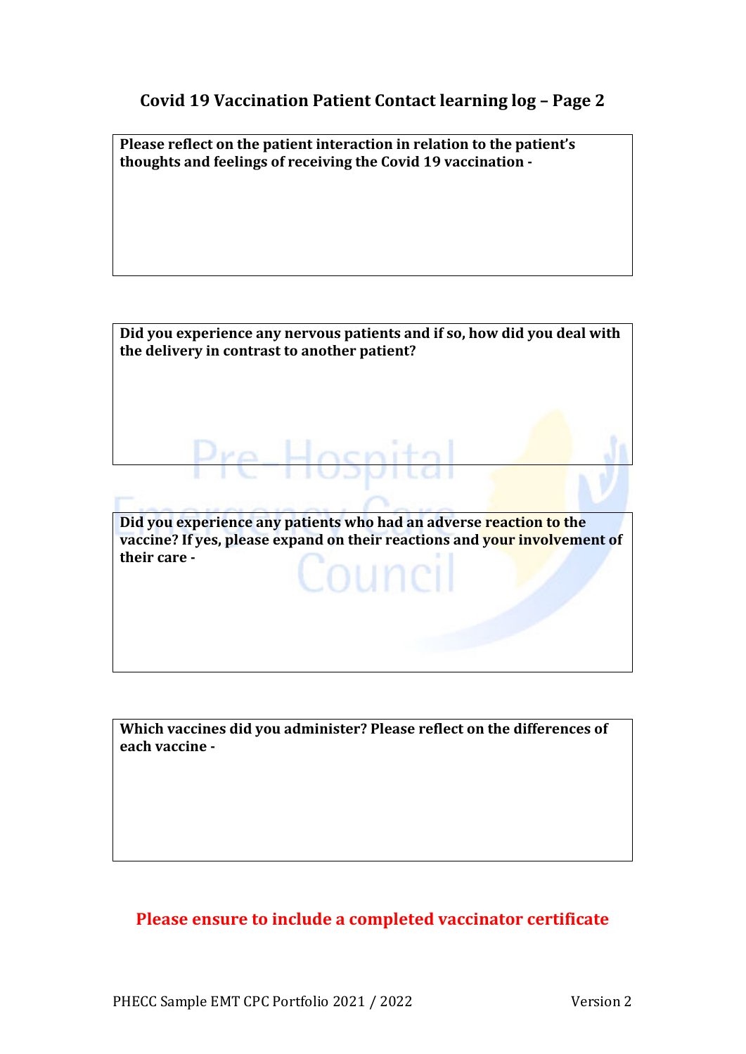## Covid 19 Vaccination Patient Contact learning log – Page 2

| **Please reflect on the patient interaction in relation to the patient's thoughts and feelings of receiving the Covid 19 vaccination -** |
|---|
| |

| **Did you experience any nervous patients and if so, how did you deal with the delivery in contrast to another patient?** |
|---|
| |

| **Did you experience any patients who had an adverse reaction to the vaccine? If yes, please expand on their reactions and your involvement of their care -** |
|---|
| |

| **Which vaccines did you administer? Please reflect on the differences of each vaccine -** |
|---|
| |

**Please ensure to include a completed vaccinator certificate**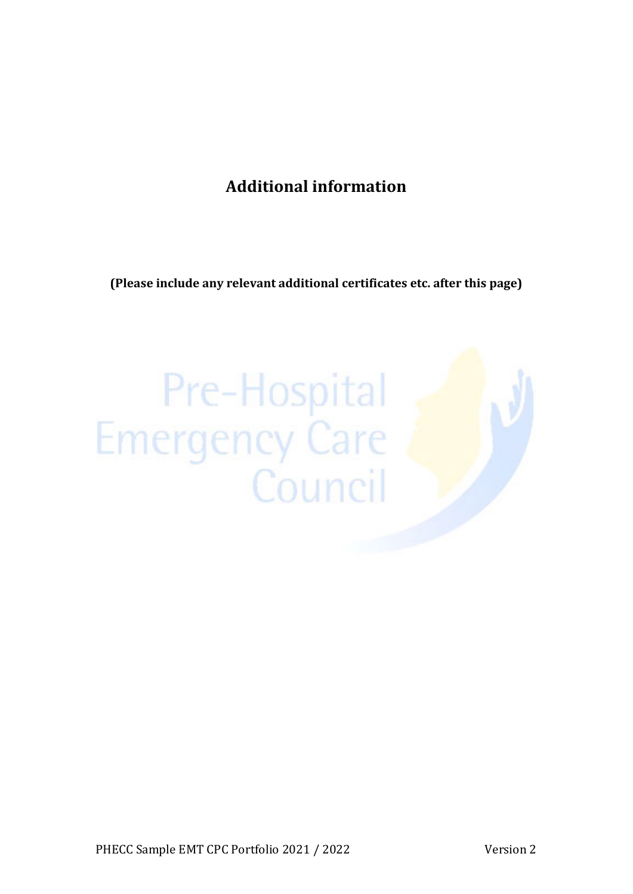# Additional information

**(Please include any relevant additional certificates etc. after this page)**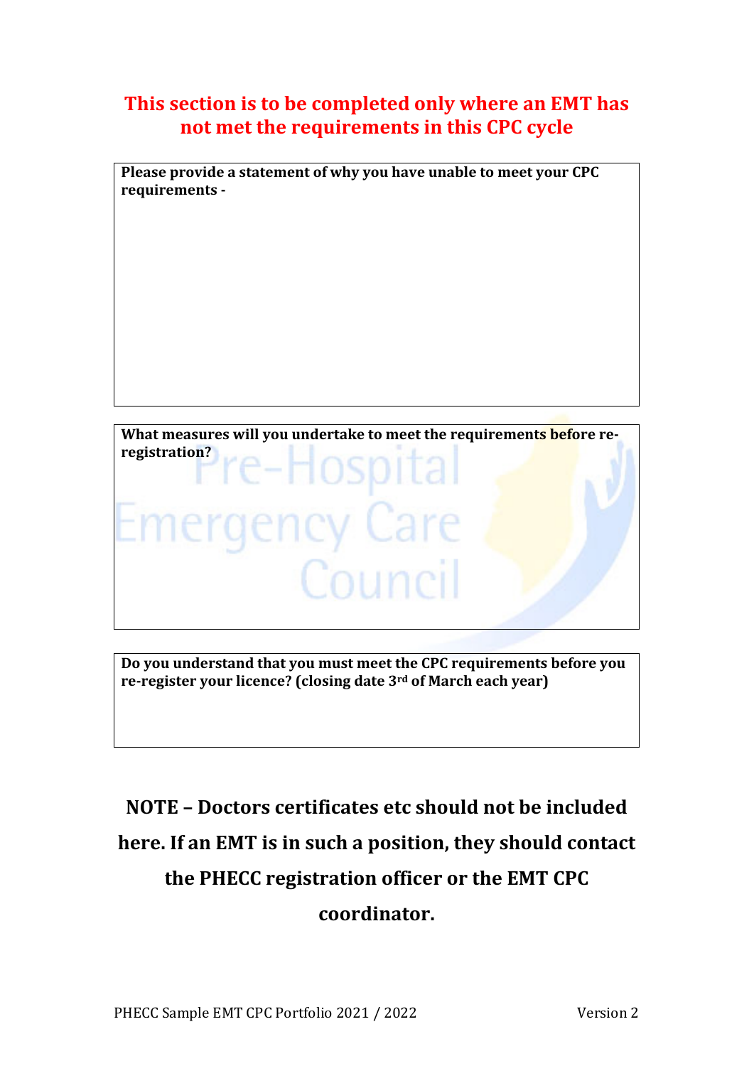**This section is to be completed only where an EMT has not met the requirements in this CPC cycle**

| |
|---|
| **Please provide a statement of why you have unable to meet your CPC requirements -** |

| |
|---|
| **What measures will you undertake to meet the requirements before re-registration?** |

| |
|---|
| **Do you understand that you must meet the CPC requirements before you re-register your licence? (closing date 3rd of March each year)** |

**NOTE – Doctors certificates etc should not be included here. If an EMT is in such a position, they should contact the PHECC registration officer or the EMT CPC coordinator.**